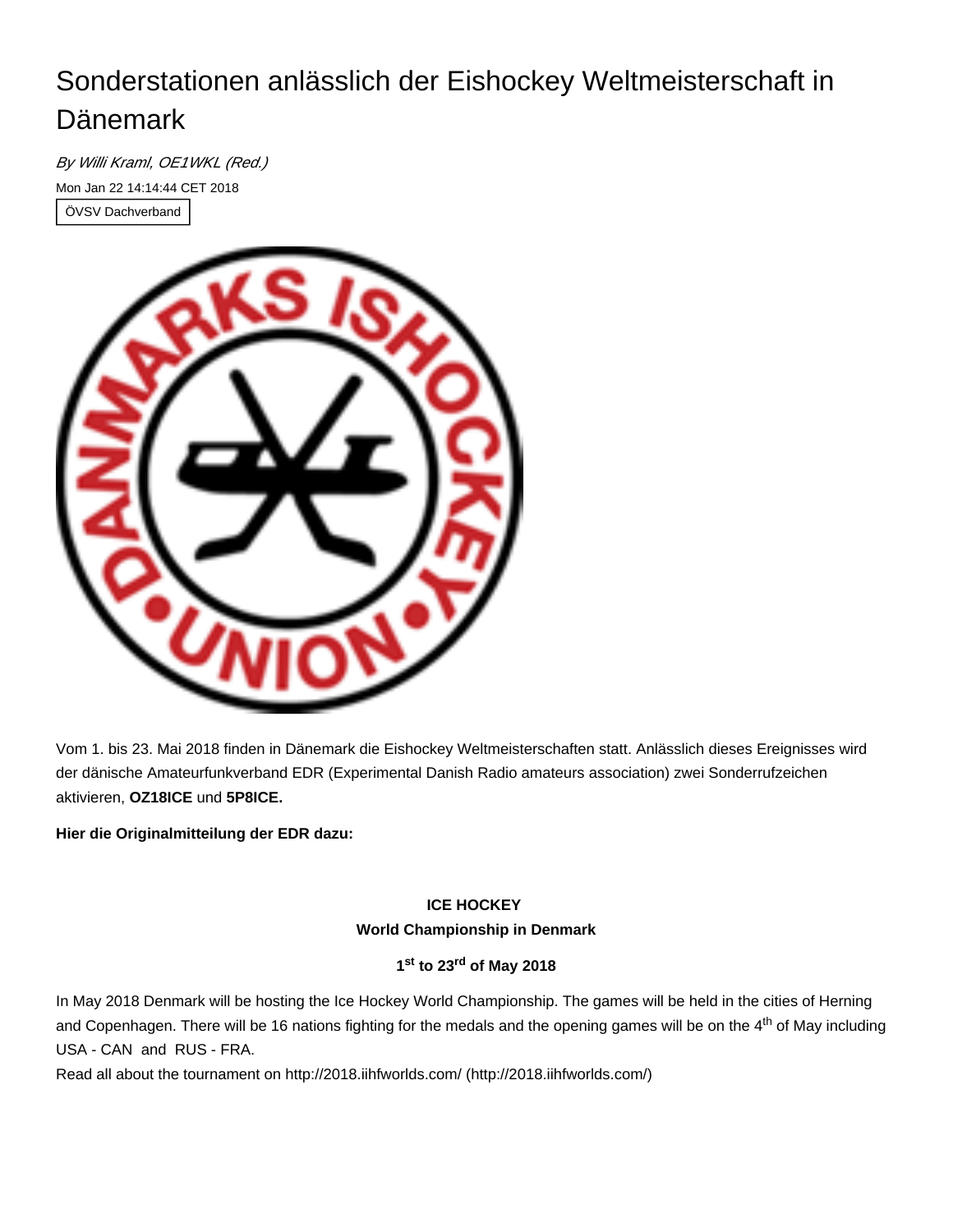# Sonderstationen anlässlich der Eishockey Weltmeisterschaft in Dänemark

*By Willi Kraml, OE1WKL (Red.)*

Mon Jan 22 14:14:44 CET 2018

ÖVSV Dachverband

Vom 1. bis 23. Mai 2018 finden in Dänemark die Eishockey Weltmeisterschaften statt. Anlässlich dieses Ereignisses wird der dänische Amateurfunkverband EDR (Experimental Danish Radio amateurs association) zwei Sonderrufzeichen aktivieren, **OZ18ICE** und **5P8ICE.**

**Hier die Originalmitteilung der EDR dazu:**

**ICE HOCKEY**
**World Championship in Denmark**

**1st to 23rd of May 2018**

In May 2018 Denmark will be hosting the Ice Hockey World Championship. The games will be held in the cities of Herning and Copenhagen. There will be 16 nations fighting for the medals and the opening games will be on the 4th of May including USA - CAN and RUS - FRA.
Read all about the tournament on http://2018.iihfworlds.com/ (http://2018.iihfworlds.com/)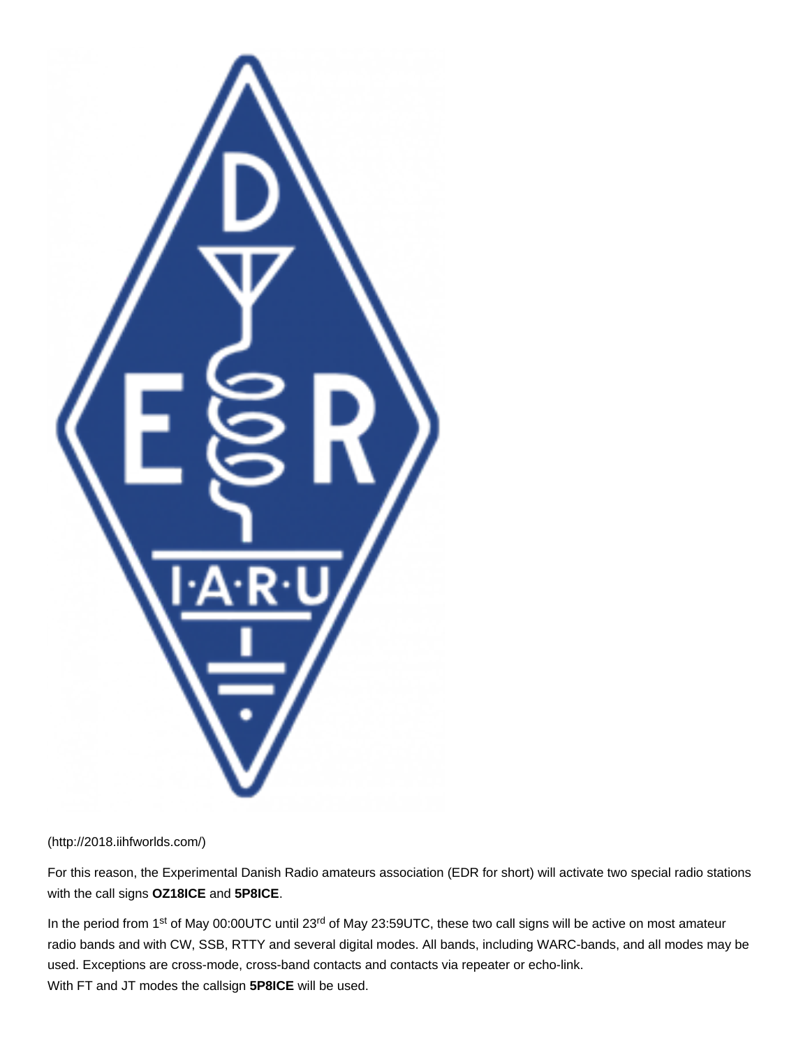(http://2018.iihfworlds.com/)

For this reason, the Experimental Danish Radio amateurs association (EDR for short) will activate two special radio stations with the call signs **OZ18ICE** and **5P8ICE**.

In the period from 1st of May 00:00UTC until 23rd of May 23:59UTC, these two call signs will be active on most amateur radio bands and with CW, SSB, RTTY and several digital modes. All bands, including WARC-bands, and all modes may be used. Exceptions are cross-mode, cross-band contacts and contacts via repeater or echo-link.
With FT and JT modes the callsign **5P8ICE** will be used.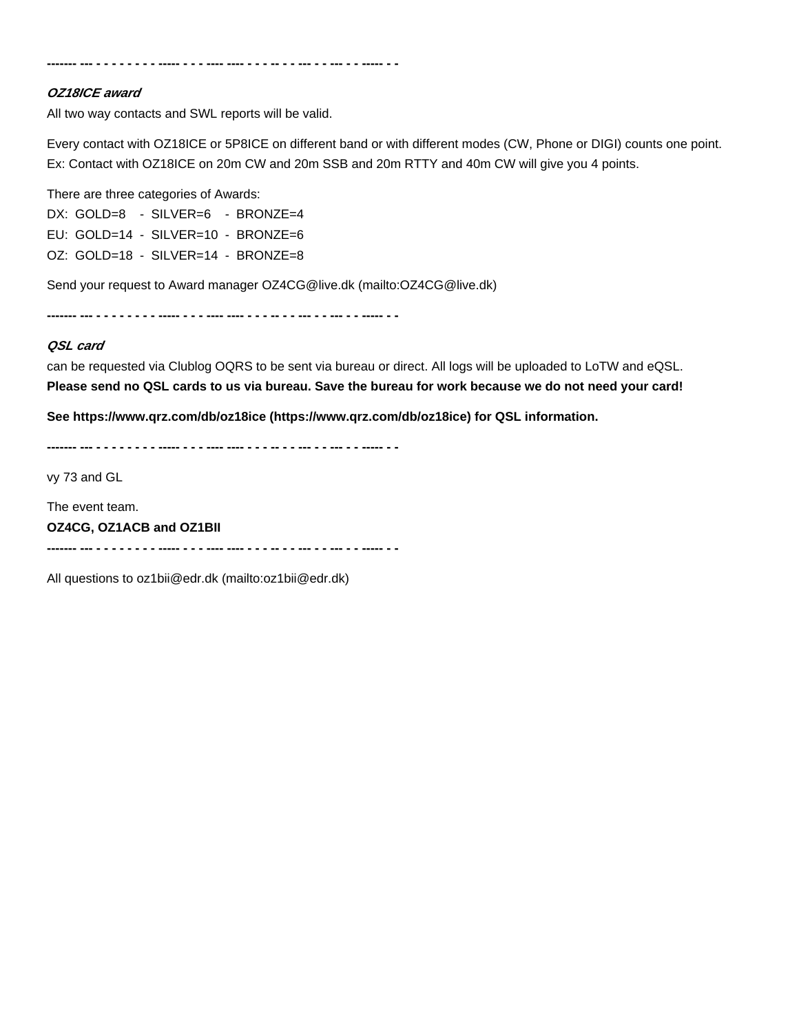**------- --- - - - - - - - - ----- - - - ---- ---- - - - - -- - - --- - - --- - - ----- - -**

***OZ18ICE award***

All two way contacts and SWL reports will be valid.

Every contact with OZ18ICE or 5P8ICE on different band or with different modes (CW, Phone or DIGI) counts one point.
Ex: Contact with OZ18ICE on 20m CW and 20m SSB and 20m RTTY and 40m CW will give you 4 points.

There are three categories of Awards:
DX: GOLD=8 - SILVER=6 - BRONZE=4
EU: GOLD=14 - SILVER=10 - BRONZE=6
OZ: GOLD=18 - SILVER=14 - BRONZE=8

Send your request to Award manager OZ4CG@live.dk (mailto:OZ4CG@live.dk)

**------- --- - - - - - - - - ----- - - - ---- ---- - - - - -- - - --- - - --- - - ----- - -**

***QSL card***

can be requested via Clublog OQRS to be sent via bureau or direct. All logs will be uploaded to LoTW and eQSL.
**Please send no QSL cards to us via bureau. Save the bureau for work because we do not need your card!**

**See https://www.qrz.com/db/oz18ice (https://www.qrz.com/db/oz18ice) for QSL information.**

**------- --- - - - - - - - - ----- - - - ---- ---- - - - - -- - - --- - - --- - - ----- - -**

vy 73 and GL

The event team.
**OZ4CG, OZ1ACB and OZ1BII**
**------- --- - - - - - - - - ----- - - - ---- ---- - - - - -- - - --- - - --- - - ----- - -**

All questions to oz1bii@edr.dk (mailto:oz1bii@edr.dk)